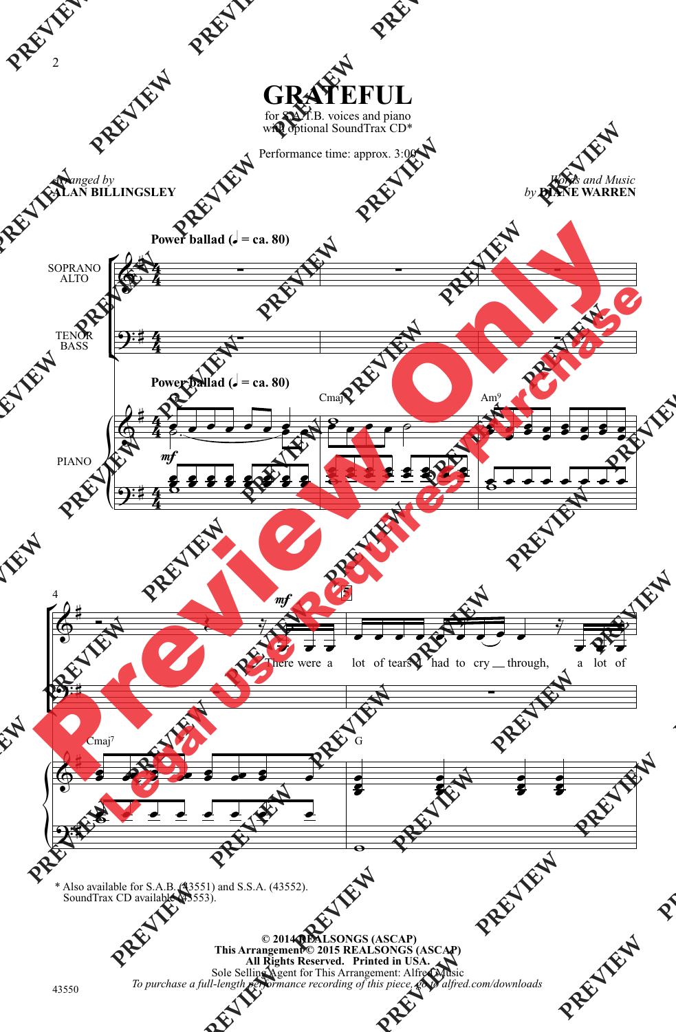# GRATEFUL

for S.A.T.B. voices and piano
with optional SoundTrax CD*

Performance time: approx. 3:00

*Arranged by*
**ALAN BILLINGSLEY**

*Words and Music*
*by* **DIANE WARREN**

**Power ballad** (♩ = ca. 80)

SOPRANO
ALTO

TENOR
BASS

PIANO

*mf*

Cmaj⁷ Am⁹

Cmaj⁷ G

*mf*

There were a lot of tears I had to cry __ through, a lot of

\* Also available for S.A.B. (43551) and S.S.A. (43552).
SoundTrax CD available (43553).

**© 2014 REALSONGS (ASCAP)**
**This Arrangement © 2015 REALSONGS (ASCAP)**
**All Rights Reserved. Printed in USA.**
Sole Selling Agent for This Arrangement: Alfred Music
*To purchase a full-length performance recording of this piece, go to alfred.com/downloads*

43550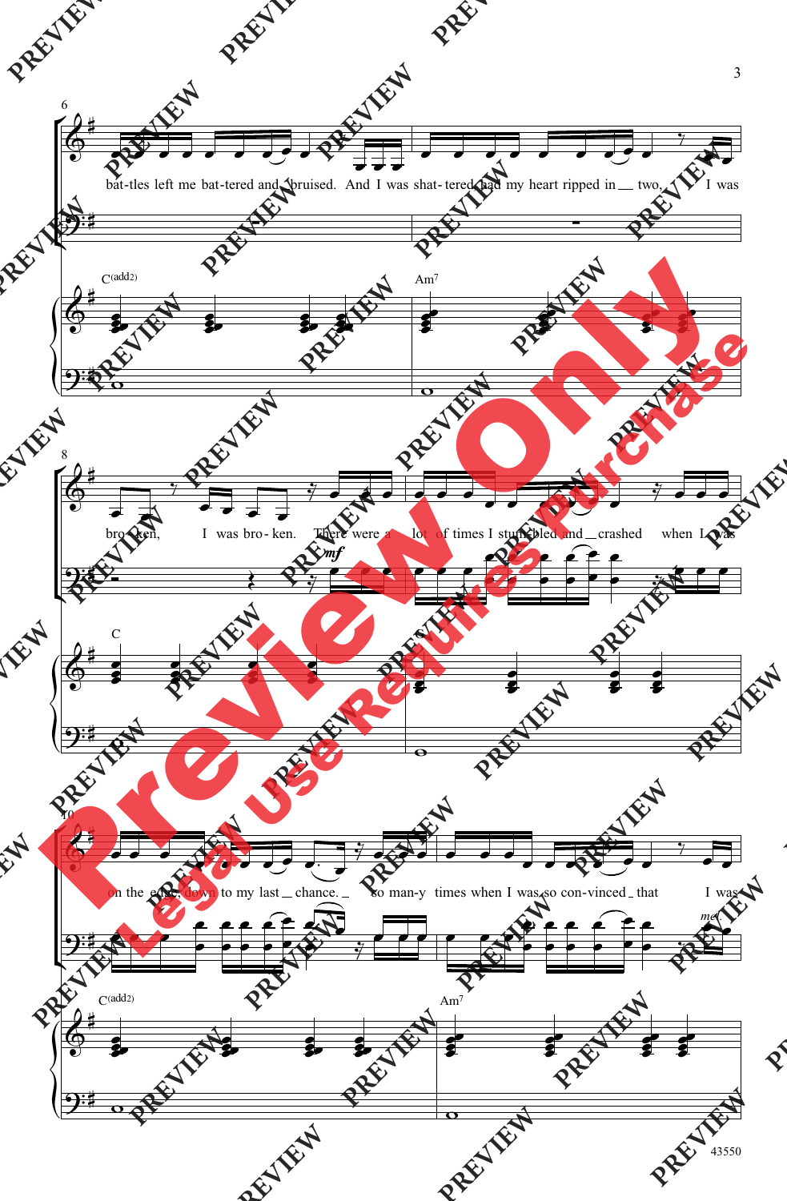6

bat-tles left me bat-tered and bruised. And I was shat-tered, had my heart ripped in two, I was

C(add2) Am7

8

bro-ken, I was bro-ken. There were a lot of times I stum-bled and crashed when I was

*mf*

C

10

on the edge, down to my last chance. So man-y times when I was so con-vinced that I was

*mf*

C(add2) Am7

43550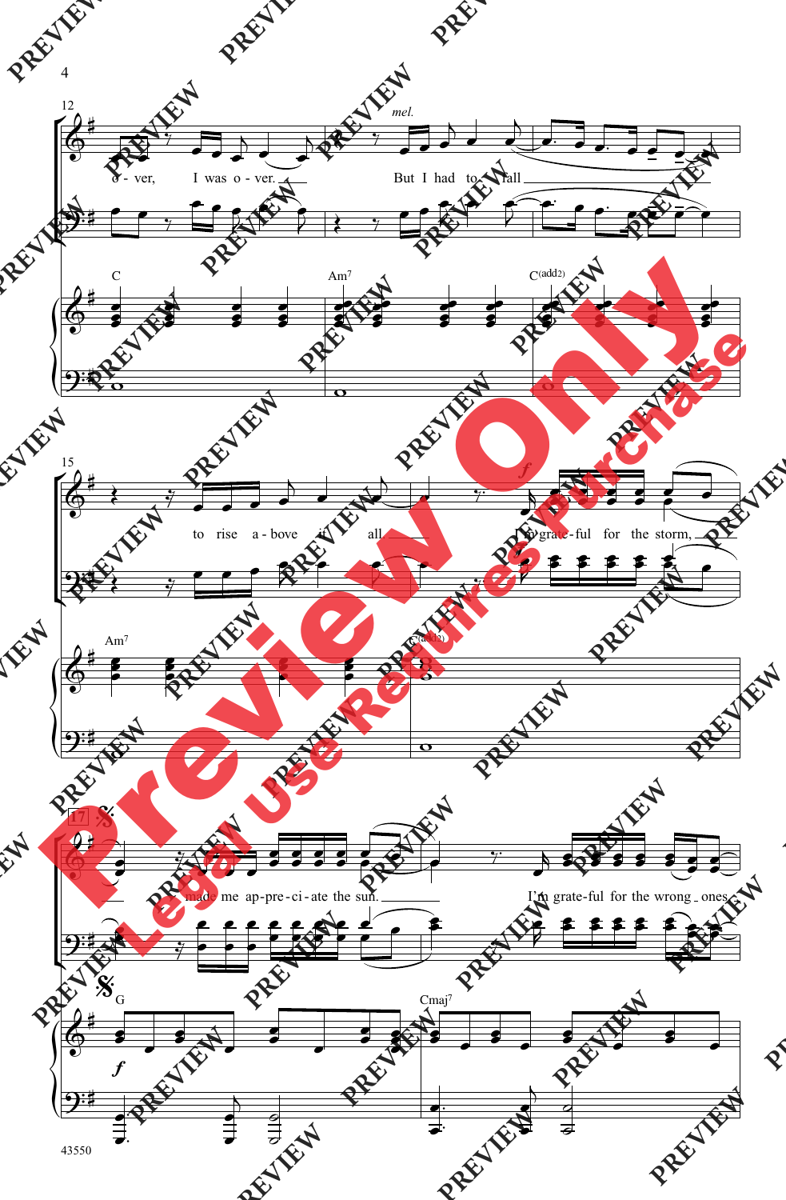12

*mel.*

o - ver, I was o - ver. But I had to fall

C Am7 C(add2)

15

to rise a - bove it all I'm grate - ful for the storm,

Am7 C(add2)

17

*f*

made me ap - pre - ci - ate the sun. I'm grate - ful for the wrong ones

G Cmaj7

*f*

43550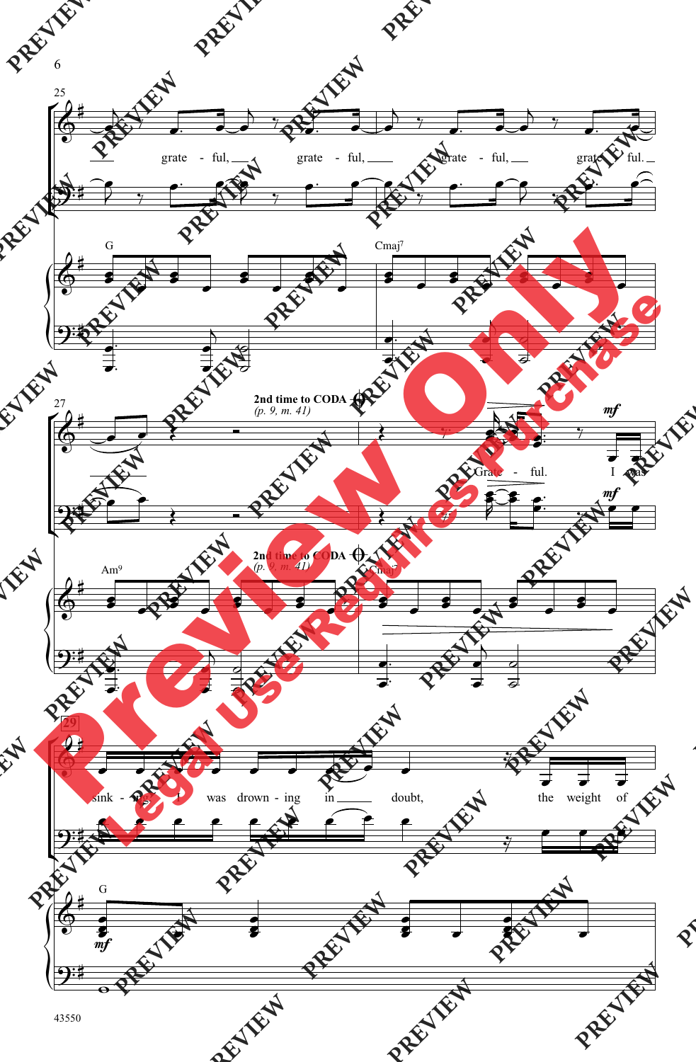25

grate - ful, grate - ful, grate - ful, grate - ful.

G

Cmaj7

27

**2nd time to CODA** 𝄌
*(p. 9, m. 41)*

Grate - ful. I was

mf

Am9

**2nd time to CODA** 𝄌
*(p. 9, m. 41)*

Cmaj7

29

sink - ing, I was drown - ing in doubt, the weight of

G

mf

**Preview Only**
**Legal Use Requires Purchase**

43550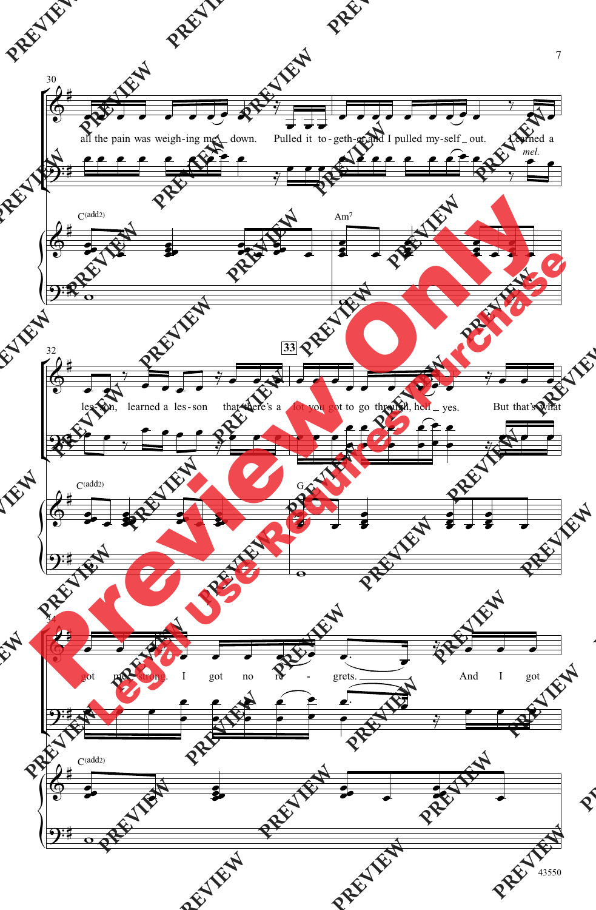30

all the pain was weigh-ing me _ down. Pulled it to-geth-er and I pulled my-self _ out. Learned a

*mel.*

C(add2) Am7

32

les-son, learned a les-son that there's a **33** lot you got to go through, hell _ yes. But that's what

C(add2) G

34

got me strong. I got no re - grets. _____ And I got

C(add2)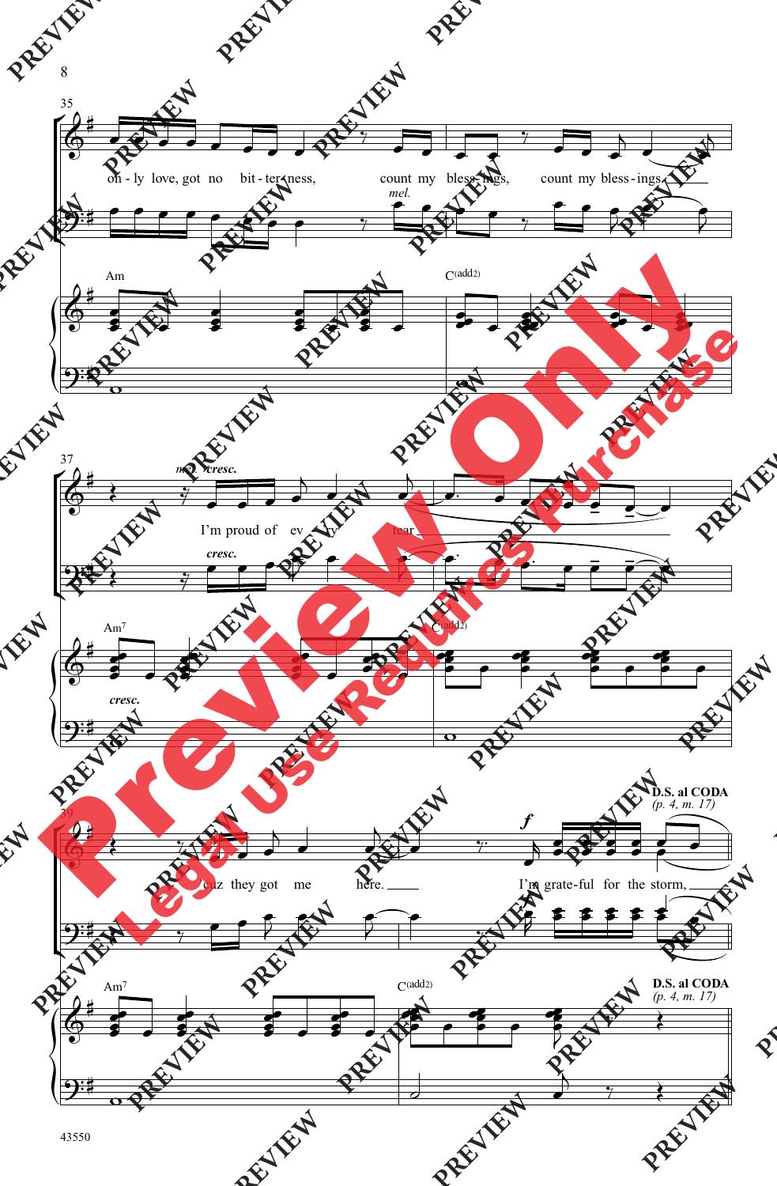35

on - ly love, got no bit - ter - ness, count my bless - ings, count my bless - ings,

*mel.*

Am C(add2)

37

*mel.* *cresc.*

I'm proud of ev - ery tear

*cresc.*

Am7 C(add2)

*cresc.*

39

**D.S. al CODA** *(p. 4, m. 17)*

*f*

'cuz they got me here. I'm grate-ful for the storm,

Am7 C(add2)

**D.S. al CODA** *(p. 4, m. 17)*

43550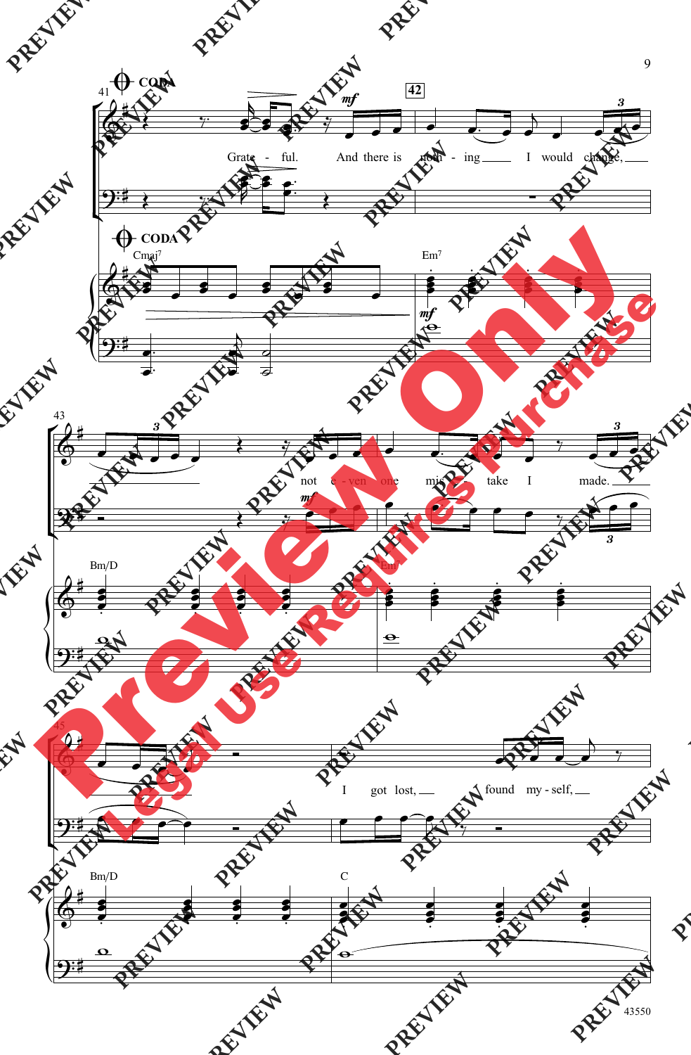CODA

Grate - ful. And there is noth - ing I would change, not e - ven one mis - take I made. I got lost, found my - self,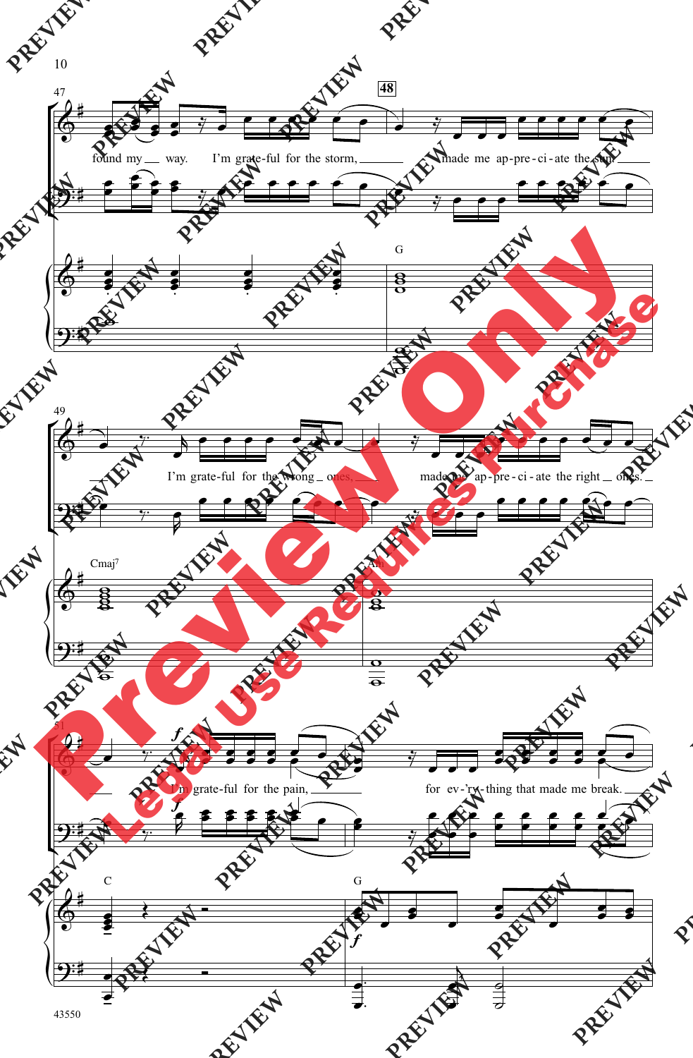47

**48**

found my __ way. I'm grate-ful for the storm, ____ made me ap-pre-ci-ate the sun ____

G

49

I'm grate-ful for the wrong __ ones, ____ made me ap-pre-ci-ate the right __ ones. __

Cmaj7

Am

51

*f*

I'm grate-ful for the pain, ____ for ev-'ry-thing that made me break. ____

*f*

C

G

*f*

43550